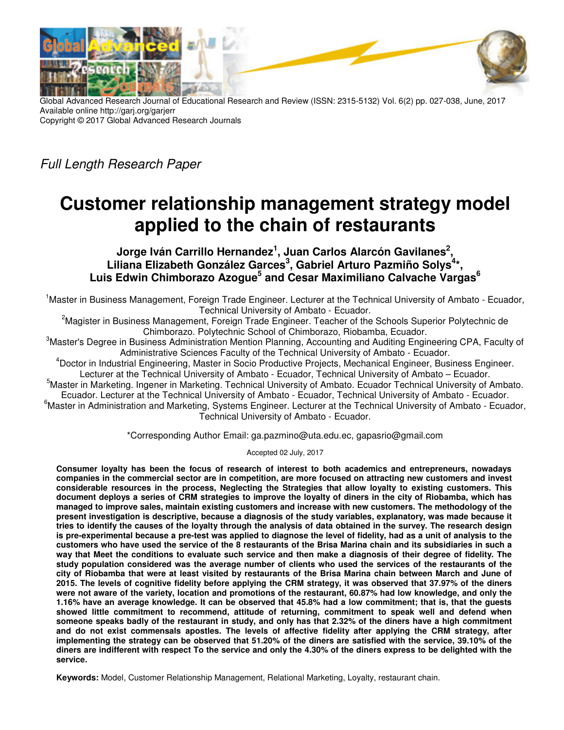Global Advanced Research Journal of Educational Research and Review (ISSN: 2315-5132) Vol. 6(2) pp. 027-038, June, 2017
Available online http://garj.org/garjerr
Copyright © 2017 Global Advanced Research Journals

*Full Length Research Paper*

# Customer relationship management strategy model applied to the chain of restaurants

**Jorge Iván Carrillo Hernandez[1], Juan Carlos Alarcón Gavilanes[2], Liliana Elizabeth González Garces[3], Gabriel Arturo Pazmiño Solys[4]\*, Luis Edwin Chimborazo Azogue[5] and Cesar Maximiliano Calvache Vargas[6]**

[1]Master in Business Management, Foreign Trade Engineer. Lecturer at the Technical University of Ambato - Ecuador, Technical University of Ambato - Ecuador.

[2]Magister in Business Management, Foreign Trade Engineer. Teacher of the Schools Superior Polytechnic de Chimborazo. Polytechnic School of Chimborazo, Riobamba, Ecuador.

[3]Master's Degree in Business Administration Mention Planning, Accounting and Auditing Engineering CPA, Faculty of Administrative Sciences Faculty of the Technical University of Ambato - Ecuador.

[4]Doctor in Industrial Engineering, Master in Socio Productive Projects, Mechanical Engineer, Business Engineer. Lecturer at the Technical University of Ambato - Ecuador, Technical University of Ambato – Ecuador.

[5]Master in Marketing. Ingener in Marketing. Technical University of Ambato. Ecuador Technical University of Ambato. Ecuador. Lecturer at the Technical University of Ambato - Ecuador, Technical University of Ambato - Ecuador.

[6]Master in Administration and Marketing, Systems Engineer. Lecturer at the Technical University of Ambato - Ecuador, Technical University of Ambato - Ecuador.

\*Corresponding Author Email: ga.pazmino@uta.edu.ec, gapasrio@gmail.com

Accepted 02 July, 2017

**Consumer loyalty has been the focus of research of interest to both academics and entrepreneurs, nowadays companies in the commercial sector are in competition, are more focused on attracting new customers and invest considerable resources in the process, Neglecting the Strategies that allow loyalty to existing customers. This document deploys a series of CRM strategies to improve the loyalty of diners in the city of Riobamba, which has managed to improve sales, maintain existing customers and increase with new customers. The methodology of the present investigation is descriptive, because a diagnosis of the study variables, explanatory, was made because it tries to identify the causes of the loyalty through the analysis of data obtained in the survey. The research design is pre-experimental because a pre-test was applied to diagnose the level of fidelity, had as a unit of analysis to the customers who have used the service of the 8 restaurants of the Brisa Marina chain and its subsidiaries in such a way that Meet the conditions to evaluate such service and then make a diagnosis of their degree of fidelity. The study population considered was the average number of clients who used the services of the restaurants of the city of Riobamba that were at least visited by restaurants of the Brisa Marina chain between March and June of 2015. The levels of cognitive fidelity before applying the CRM strategy, it was observed that 37.97% of the diners were not aware of the variety, location and promotions of the restaurant, 60.87% had low knowledge, and only the 1.16% have an average knowledge. It can be observed that 45.8% had a low commitment; that is, that the guests showed little commitment to recommend, attitude of returning, commitment to speak well and defend when someone speaks badly of the restaurant in study, and only has that 2.32% of the diners have a high commitment and do not exist commensals apostles. The levels of affective fidelity after applying the CRM strategy, after implementing the strategy can be observed that 51.20% of the diners are satisfied with the service, 39.10% of the diners are indifferent with respect To the service and only the 4.30% of the diners express to be delighted with the service.**

**Keywords:** Model, Customer Relationship Management, Relational Marketing, Loyalty, restaurant chain.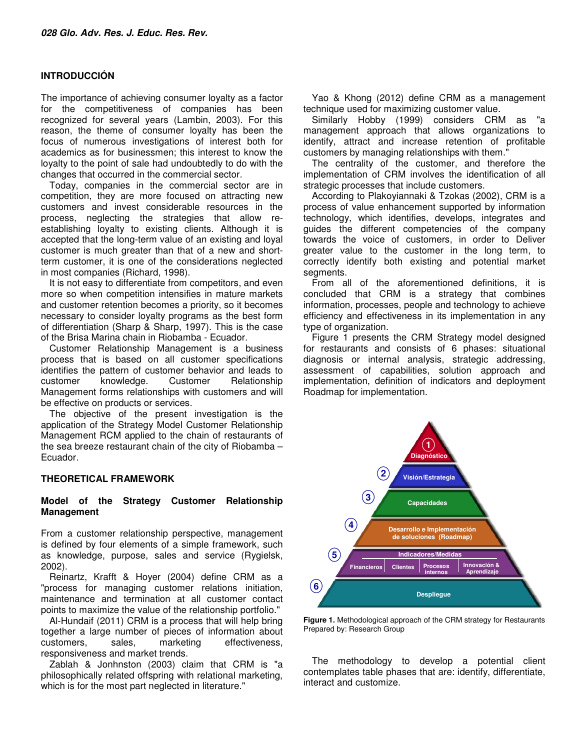## INTRODUCCIÓN

The importance of achieving consumer loyalty as a factor for the competitiveness of companies has been recognized for several years (Lambin, 2003). For this reason, the theme of consumer loyalty has been the focus of numerous investigations of interest both for academics as for businessmen; this interest to know the loyalty to the point of sale had undoubtedly to do with the changes that occurred in the commercial sector.

Today, companies in the commercial sector are in competition, they are more focused on attracting new customers and invest considerable resources in the process, neglecting the strategies that allow re-establishing loyalty to existing clients. Although it is accepted that the long-term value of an existing and loyal customer is much greater than that of a new and short-term customer, it is one of the considerations neglected in most companies (Richard, 1998).

It is not easy to differentiate from competitors, and even more so when competition intensifies in mature markets and customer retention becomes a priority, so it becomes necessary to consider loyalty programs as the best form of differentiation (Sharp & Sharp, 1997). This is the case of the Brisa Marina chain in Riobamba - Ecuador.

Customer Relationship Management is a business process that is based on all customer specifications identifies the pattern of customer behavior and leads to customer knowledge. Customer Relationship Management forms relationships with customers and will be effective on products or services.

The objective of the present investigation is the application of the Strategy Model Customer Relationship Management RCM applied to the chain of restaurants of the sea breeze restaurant chain of the city of Riobamba – Ecuador.

## THEORETICAL FRAMEWORK

### Model of the Strategy Customer Relationship Management

From a customer relationship perspective, management is defined by four elements of a simple framework, such as knowledge, purpose, sales and service (Rygielsk, 2002).

Reinartz, Krafft & Hoyer (2004) define CRM as a "process for managing customer relations initiation, maintenance and termination at all customer contact points to maximize the value of the relationship portfolio."

Al-Hundaif (2011) CRM is a process that will help bring together a large number of pieces of information about customers, sales, marketing effectiveness, responsiveness and market trends.

Zablah & Jonhnston (2003) claim that CRM is "a philosophically related offspring with relational marketing, which is for the most part neglected in literature."

Yao & Khong (2012) define CRM as a management technique used for maximizing customer value.

Similarly Hobby (1999) considers CRM as "a management approach that allows organizations to identify, attract and increase retention of profitable customers by managing relationships with them."

The centrality of the customer, and therefore the implementation of CRM involves the identification of all strategic processes that include customers.

According to Plakoyiannaki & Tzokas (2002), CRM is a process of value enhancement supported by information technology, which identifies, develops, integrates and guides the different competencies of the company towards the voice of customers, in order to Deliver greater value to the customer in the long term, to correctly identify both existing and potential market segments.

From all of the aforementioned definitions, it is concluded that CRM is a strategy that combines information, processes, people and technology to achieve efficiency and effectiveness in its implementation in any type of organization.

Figure 1 presents the CRM Strategy model designed for restaurants and consists of 6 phases: situational diagnosis or internal analysis, strategic addressing, assessment of capabilities, solution approach and implementation, definition of indicators and deployment Roadmap for implementation.

1 Diagnóstico
2 Visión/Estrategia
3 Capacidades
4 Desarrollo e Implementación de soluciones (Roadmap)
5 Indicadores/Medidas: Financieros | Clientes | Procesos internos | Innovación & Aprendizaje
6 Despliegue

**Figure 1.** Methodological approach of the CRM strategy for Restaurants
Prepared by: Research Group

The methodology to develop a potential client contemplates table phases that are: identify, differentiate, interact and customize.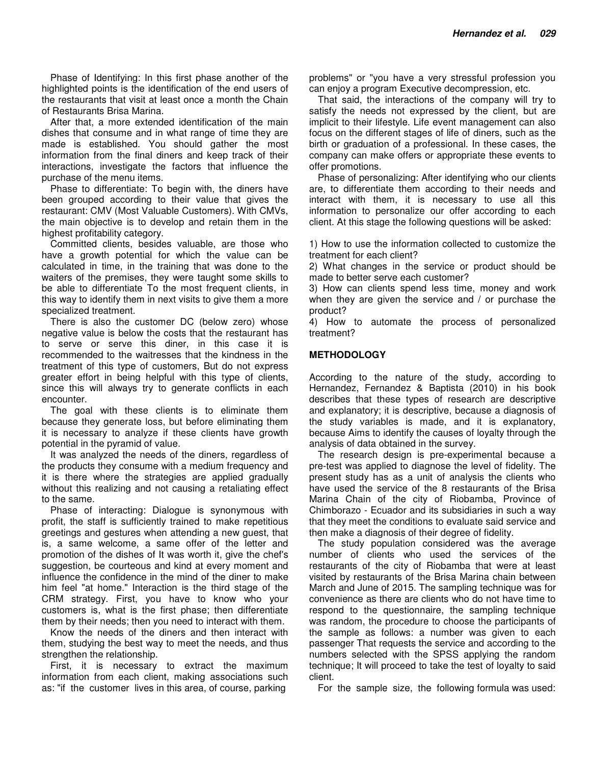Phase of Identifying: In this first phase another of the highlighted points is the identification of the end users of the restaurants that visit at least once a month the Chain of Restaurants Brisa Marina.

After that, a more extended identification of the main dishes that consume and in what range of time they are made is established. You should gather the most information from the final diners and keep track of their interactions, investigate the factors that influence the purchase of the menu items.

Phase to differentiate: To begin with, the diners have been grouped according to their value that gives the restaurant: CMV (Most Valuable Customers). With CMVs, the main objective is to develop and retain them in the highest profitability category.

Committed clients, besides valuable, are those who have a growth potential for which the value can be calculated in time, in the training that was done to the waiters of the premises, they were taught some skills to be able to differentiate To the most frequent clients, in this way to identify them in next visits to give them a more specialized treatment.

There is also the customer DC (below zero) whose negative value is below the costs that the restaurant has to serve or serve this diner, in this case it is recommended to the waitresses that the kindness in the treatment of this type of customers, But do not express greater effort in being helpful with this type of clients, since this will always try to generate conflicts in each encounter.

The goal with these clients is to eliminate them because they generate loss, but before eliminating them it is necessary to analyze if these clients have growth potential in the pyramid of value.

It was analyzed the needs of the diners, regardless of the products they consume with a medium frequency and it is there where the strategies are applied gradually without this realizing and not causing a retaliating effect to the same.

Phase of interacting: Dialogue is synonymous with profit, the staff is sufficiently trained to make repetitious greetings and gestures when attending a new guest, that is, a same welcome, a same offer of the letter and promotion of the dishes of It was worth it, give the chef's suggestion, be courteous and kind at every moment and influence the confidence in the mind of the diner to make him feel "at home." Interaction is the third stage of the CRM strategy. First, you have to know who your customers is, what is the first phase; then differentiate them by their needs; then you need to interact with them.

Know the needs of the diners and then interact with them, studying the best way to meet the needs, and thus strengthen the relationship.

First, it is necessary to extract the maximum information from each client, making associations such as: "if the customer lives in this area, of course, parking problems" or "you have a very stressful profession you can enjoy a program Executive decompression, etc.

That said, the interactions of the company will try to satisfy the needs not expressed by the client, but are implicit to their lifestyle. Life event management can also focus on the different stages of life of diners, such as the birth or graduation of a professional. In these cases, the company can make offers or appropriate these events to offer promotions.

Phase of personalizing: After identifying who our clients are, to differentiate them according to their needs and interact with them, it is necessary to use all this information to personalize our offer according to each client. At this stage the following questions will be asked:

1) How to use the information collected to customize the treatment for each client?
2) What changes in the service or product should be made to better serve each customer?
3) How can clients spend less time, money and work when they are given the service and / or purchase the product?
4) How to automate the process of personalized treatment?

## METHODOLOGY

According to the nature of the study, according to Hernandez, Fernandez & Baptista (2010) in his book describes that these types of research are descriptive and explanatory; it is descriptive, because a diagnosis of the study variables is made, and it is explanatory, because Aims to identify the causes of loyalty through the analysis of data obtained in the survey.

The research design is pre-experimental because a pre-test was applied to diagnose the level of fidelity. The present study has as a unit of analysis the clients who have used the service of the 8 restaurants of the Brisa Marina Chain of the city of Riobamba, Province of Chimborazo - Ecuador and its subsidiaries in such a way that they meet the conditions to evaluate said service and then make a diagnosis of their degree of fidelity.

The study population considered was the average number of clients who used the services of the restaurants of the city of Riobamba that were at least visited by restaurants of the Brisa Marina chain between March and June of 2015. The sampling technique was for convenience as there are clients who do not have time to respond to the questionnaire, the sampling technique was random, the procedure to choose the participants of the sample as follows: a number was given to each passenger That requests the service and according to the numbers selected with the SPSS applying the random technique; It will proceed to take the test of loyalty to said client.

For the sample size, the following formula was used: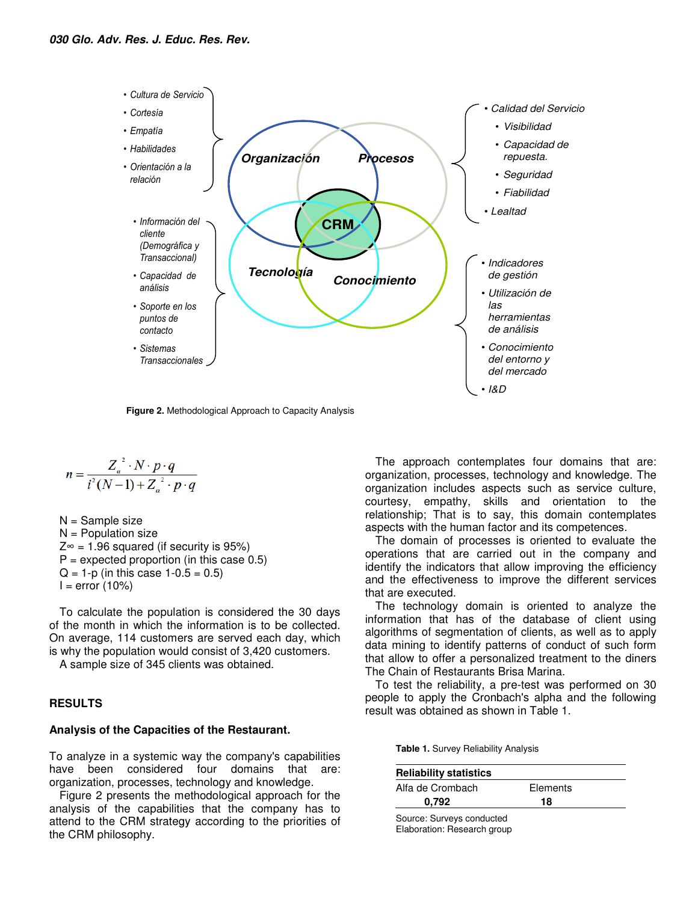- *Cultura de Servicio*
- *Cortesía*
- *Empatía*
- *Habilidades*
- *Orientación a la relación*

- *Información del cliente (Demográfica y Transaccional)*
- *Capacidad de análisis*
- *Soporte en los puntos de contacto*
- *Sistemas Transaccionales*

***Organización*** ***Procesos*** **CRM** ***Tecnología*** ***Conocimiento***

- *Calidad del Servicio*
  - *Visibilidad*
  - *Capacidad de repuesta.*
  - *Seguridad*
  - *Fiabilidad*
- *Lealtad*

- *Indicadores de gestión*
- *Utilización de las herramientas de análisis*
- *Conocimiento del entorno y del mercado*
- *I&D*

**Figure 2.** Methodological Approach to Capacity Analysis

$$n = \frac{Z_{\alpha}^{2} \cdot N \cdot p \cdot q}{i^{2}(N-1) + Z_{\alpha}^{2} \cdot p \cdot q}$$

N = Sample size
N = Population size
Z∞ = 1.96 squared (if security is 95%)
P = expected proportion (in this case 0.5)
Q = 1-p (in this case 1-0.5 = 0.5)
I = error (10%)

To calculate the population is considered the 30 days of the month in which the information is to be collected. On average, 114 customers are served each day, which is why the population would consist of 3,420 customers.

A sample size of 345 clients was obtained.

## RESULTS

### Analysis of the Capacities of the Restaurant.

To analyze in a systemic way the company's capabilities have been considered four domains that are: organization, processes, technology and knowledge.

Figure 2 presents the methodological approach for the analysis of the capabilities that the company has to attend to the CRM strategy according to the priorities of the CRM philosophy.

The approach contemplates four domains that are: organization, processes, technology and knowledge. The organization includes aspects such as service culture, courtesy, empathy, skills and orientation to the relationship; That is to say, this domain contemplates aspects with the human factor and its competences.

The domain of processes is oriented to evaluate the operations that are carried out in the company and identify the indicators that allow improving the efficiency and the effectiveness to improve the different services that are executed.

The technology domain is oriented to analyze the information that has of the database of client using algorithms of segmentation of clients, as well as to apply data mining to identify patterns of conduct of such form that allow to offer a personalized treatment to the diners The Chain of Restaurants Brisa Marina.

To test the reliability, a pre-test was performed on 30 people to apply the Cronbach's alpha and the following result was obtained as shown in Table 1.

**Table 1.** Survey Reliability Analysis

| **Reliability statistics** | |
|---|---|
| Alfa de Crombach | Elements |
| **0,792** | **18** |

Source: Surveys conducted
Elaboration: Research group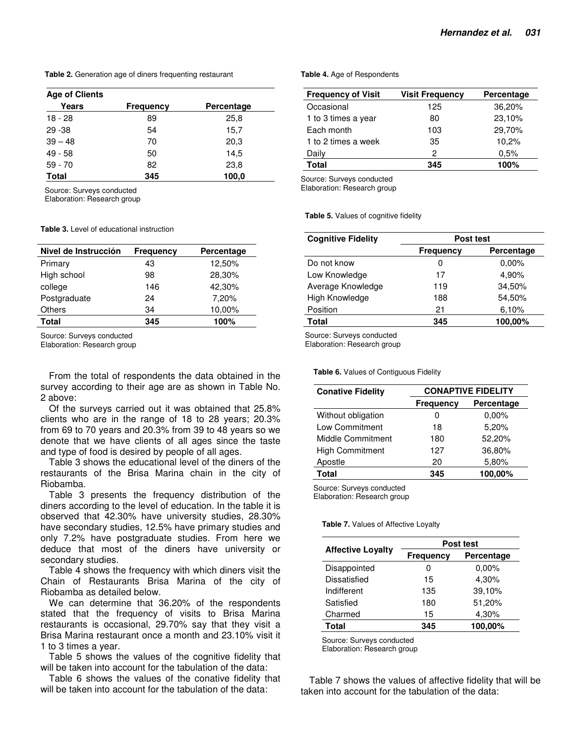**Table 2.** Generation age of diners frequenting restaurant

| Age of Clients | | |
|---|---|---|
| **Years** | **Frequency** | **Percentage** |
| 18 - 28 | 89 | 25,8 |
| 29 -38 | 54 | 15,7 |
| 39 – 48 | 70 | 20,3 |
| 49 - 58 | 50 | 14,5 |
| 59 - 70 | 82 | 23,8 |
| **Total** | **345** | **100,0** |

Source: Surveys conducted
Elaboration: Research group

**Table 3.** Level of educational instruction

| Nivel de Instrucción | Frequency | Percentage |
|---|---|---|
| Primary | 43 | 12,50% |
| High school | 98 | 28,30% |
| college | 146 | 42,30% |
| Postgraduate | 24 | 7,20% |
| Others | 34 | 10,00% |
| **Total** | **345** | **100%** |

Source: Surveys conducted
Elaboration: Research group

From the total of respondents the data obtained in the survey according to their age are as shown in Table No. 2 above:

Of the surveys carried out it was obtained that 25.8% clients who are in the range of 18 to 28 years; 20.3% from 69 to 70 years and 20.3% from 39 to 48 years so we denote that we have clients of all ages since the taste and type of food is desired by people of all ages.

Table 3 shows the educational level of the diners of the restaurants of the Brisa Marina chain in the city of Riobamba.

Table 3 presents the frequency distribution of the diners according to the level of education. In the table it is observed that 42.30% have university studies, 28.30% have secondary studies, 12.5% have primary studies and only 7.2% have postgraduate studies. From here we deduce that most of the diners have university or secondary studies.

Table 4 shows the frequency with which diners visit the Chain of Restaurants Brisa Marina of the city of Riobamba as detailed below.

We can determine that 36.20% of the respondents stated that the frequency of visits to Brisa Marina restaurants is occasional, 29.70% say that they visit a Brisa Marina restaurant once a month and 23.10% visit it 1 to 3 times a year.

Table 5 shows the values of the cognitive fidelity that will be taken into account for the tabulation of the data:

Table 6 shows the values of the conative fidelity that will be taken into account for the tabulation of the data:

**Table 4.** Age of Respondents

| Frequency of Visit | Visit Frequency | Percentage |
|---|---|---|
| Occasional | 125 | 36,20% |
| 1 to 3 times a year | 80 | 23,10% |
| Each month | 103 | 29,70% |
| 1 to 2 times a week | 35 | 10,2% |
| Daily | 2 | 0,5% |
| **Total** | **345** | **100%** |

Source: Surveys conducted
Elaboration: Research group

**Table 5.** Values of cognitive fidelity

| Cognitive Fidelity | Post test | |
|---|---|---|
| | **Frequency** | **Percentage** |
| Do not know | 0 | 0,00% |
| Low Knowledge | 17 | 4,90% |
| Average Knowledge | 119 | 34,50% |
| High Knowledge | 188 | 54,50% |
| Position | 21 | 6,10% |
| **Total** | **345** | **100,00%** |

Source: Surveys conducted
Elaboration: Research group

**Table 6.** Values of Contiguous Fidelity

| Conative Fidelity | CONAPTIVE FIDELITY | |
|---|---|---|
| | **Frequency** | **Percentage** |
| Without obligation | 0 | 0,00% |
| Low Commitment | 18 | 5,20% |
| Middle Commitment | 180 | 52,20% |
| High Commitment | 127 | 36,80% |
| Apostle | 20 | 5,80% |
| **Total** | **345** | **100,00%** |

Source: Surveys conducted
Elaboration: Research group

**Table 7.** Values of Affective Loyalty

| Affective Loyalty | Post test | |
|---|---|---|
| | **Frequency** | **Percentage** |
| Disappointed | 0 | 0,00% |
| Dissatisfied | 15 | 4,30% |
| Indifferent | 135 | 39,10% |
| Satisfied | 180 | 51,20% |
| Charmed | 15 | 4,30% |
| **Total** | **345** | **100,00%** |

Source: Surveys conducted
Elaboration: Research group

Table 7 shows the values of affective fidelity that will be taken into account for the tabulation of the data: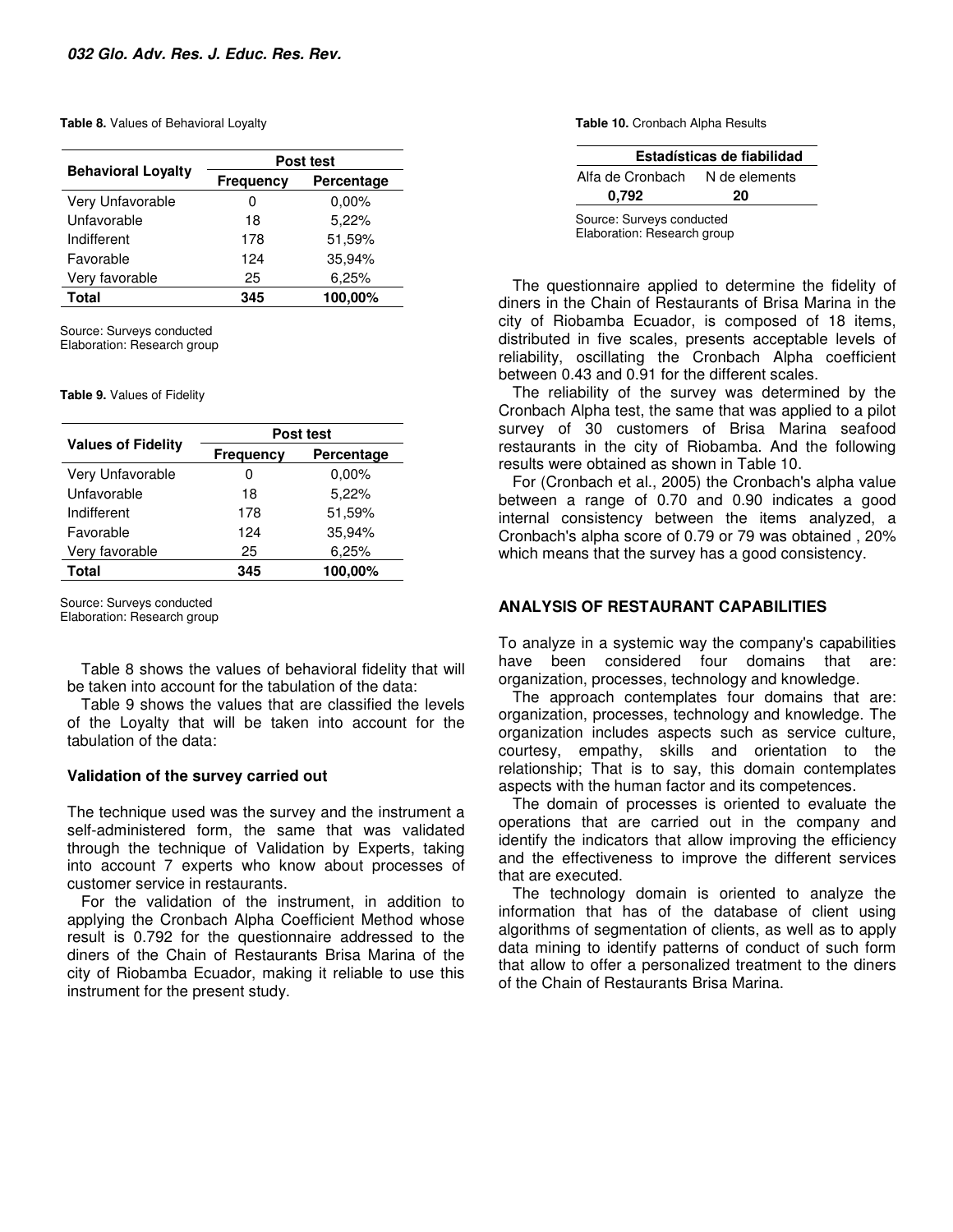**Table 8.** Values of Behavioral Loyalty

| Behavioral Loyalty | Post test | |
|---|---|---|
| | Frequency | Percentage |
| Very Unfavorable | 0 | 0,00% |
| Unfavorable | 18 | 5,22% |
| Indifferent | 178 | 51,59% |
| Favorable | 124 | 35,94% |
| Very favorable | 25 | 6,25% |
| **Total** | **345** | **100,00%** |

Source: Surveys conducted
Elaboration: Research group

**Table 9.** Values of Fidelity

| Values of Fidelity | Post test | |
|---|---|---|
| | Frequency | Percentage |
| Very Unfavorable | 0 | 0,00% |
| Unfavorable | 18 | 5,22% |
| Indifferent | 178 | 51,59% |
| Favorable | 124 | 35,94% |
| Very favorable | 25 | 6,25% |
| **Total** | **345** | **100,00%** |

Source: Surveys conducted
Elaboration: Research group

Table 8 shows the values of behavioral fidelity that will be taken into account for the tabulation of the data:

Table 9 shows the values that are classified the levels of the Loyalty that will be taken into account for the tabulation of the data:

### Validation of the survey carried out

The technique used was the survey and the instrument a self-administered form, the same that was validated through the technique of Validation by Experts, taking into account 7 experts who know about processes of customer service in restaurants.

For the validation of the instrument, in addition to applying the Cronbach Alpha Coefficient Method whose result is 0.792 for the questionnaire addressed to the diners of the Chain of Restaurants Brisa Marina of the city of Riobamba Ecuador, making it reliable to use this instrument for the present study.

**Table 10.** Cronbach Alpha Results

| Estadísticas de fiabilidad | |
|---|---|
| Alfa de Cronbach | N de elements |
| **0,792** | **20** |

Source: Surveys conducted
Elaboration: Research group

The questionnaire applied to determine the fidelity of diners in the Chain of Restaurants of Brisa Marina in the city of Riobamba Ecuador, is composed of 18 items, distributed in five scales, presents acceptable levels of reliability, oscillating the Cronbach Alpha coefficient between 0.43 and 0.91 for the different scales.

The reliability of the survey was determined by the Cronbach Alpha test, the same that was applied to a pilot survey of 30 customers of Brisa Marina seafood restaurants in the city of Riobamba. And the following results were obtained as shown in Table 10.

For (Cronbach et al., 2005) the Cronbach's alpha value between a range of 0.70 and 0.90 indicates a good internal consistency between the items analyzed, a Cronbach's alpha score of 0.79 or 79 was obtained , 20% which means that the survey has a good consistency.

## ANALYSIS OF RESTAURANT CAPABILITIES

To analyze in a systemic way the company's capabilities have been considered four domains that are: organization, processes, technology and knowledge.

The approach contemplates four domains that are: organization, processes, technology and knowledge. The organization includes aspects such as service culture, courtesy, empathy, skills and orientation to the relationship; That is to say, this domain contemplates aspects with the human factor and its competences.

The domain of processes is oriented to evaluate the operations that are carried out in the company and identify the indicators that allow improving the efficiency and the effectiveness to improve the different services that are executed.

The technology domain is oriented to analyze the information that has of the database of client using algorithms of segmentation of clients, as well as to apply data mining to identify patterns of conduct of such form that allow to offer a personalized treatment to the diners of the Chain of Restaurants Brisa Marina.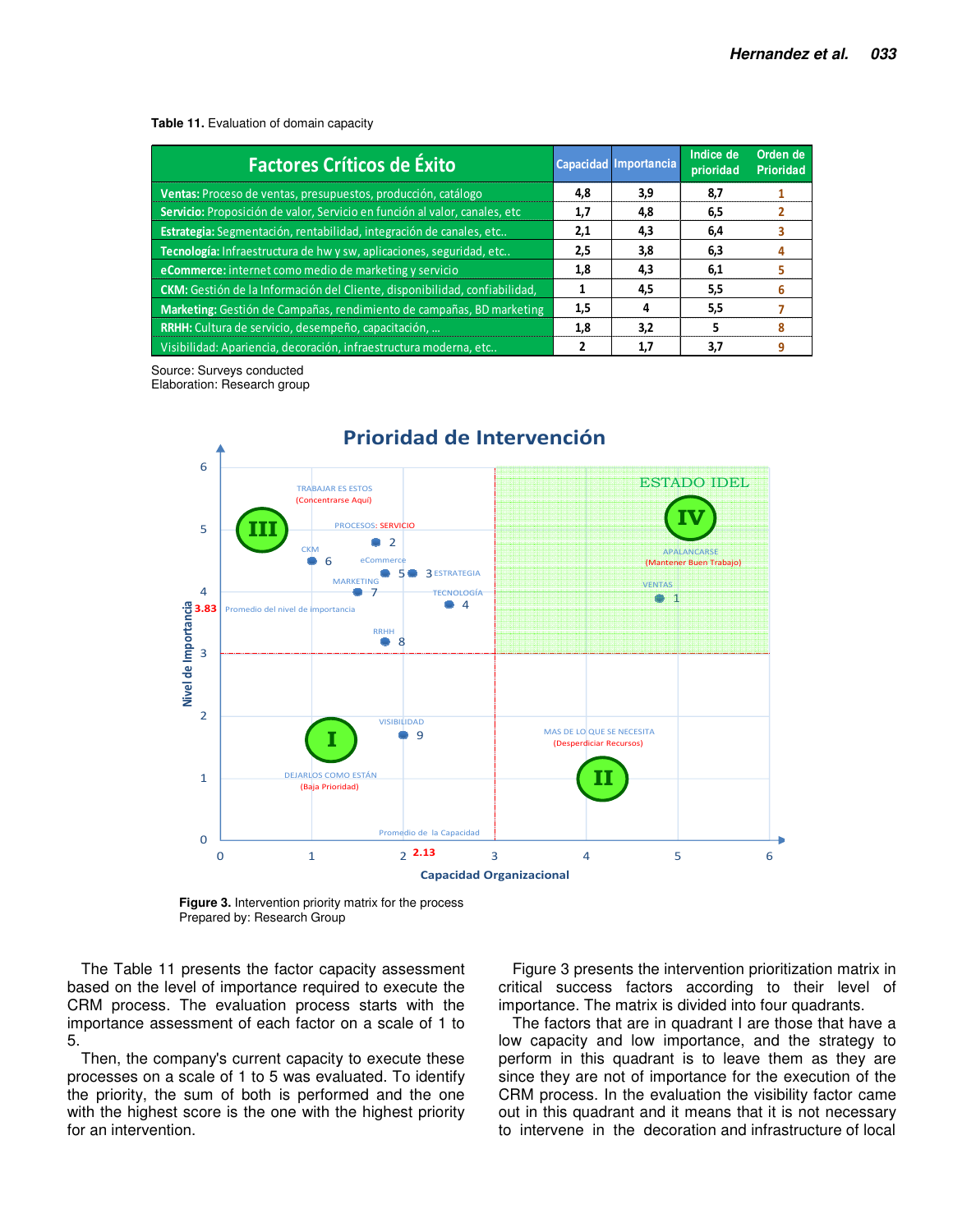**Table 11.** Evaluation of domain capacity

| Factores Críticos de Éxito | Capacidad | Importancia | Indice de prioridad | Orden de Prioridad |
|---|---|---|---|---|
| **Ventas:** Proceso de ventas, presupuestos, producción, catálogo | 4,8 | 3,9 | 8,7 | 1 |
| **Servicio:** Proposición de valor, Servicio en función al valor, canales, etc | 1,7 | 4,8 | 6,5 | 2 |
| **Estrategia:** Segmentación, rentabilidad, integración de canales, etc.. | 2,1 | 4,3 | 6,4 | 3 |
| **Tecnología:** Infraestructura de hw y sw, aplicaciones, seguridad, etc.. | 2,5 | 3,8 | 6,3 | 4 |
| **eCommerce:** internet como medio de marketing y servicio | 1,8 | 4,3 | 6,1 | 5 |
| **CKM:** Gestión de la Información del Cliente, disponibilidad, confiabilidad, | 1 | 4,5 | 5,5 | 6 |
| **Marketing:** Gestión de Campañas, rendimiento de campañas, BD marketing | 1,5 | 4 | 5,5 | 7 |
| **RRHH:** Cultura de servicio, desempeño, capacitación, ... | 1,8 | 3,2 | 5 | 8 |
| Visibilidad: Apariencia, decoración, infraestructura moderna, etc.. | 2 | 1,7 | 3,7 | 9 |

Source: Surveys conducted
Elaboration: Research group

**Figure 3.** Intervention priority matrix for the process
Prepared by: Research Group

The Table 11 presents the factor capacity assessment based on the level of importance required to execute the CRM process. The evaluation process starts with the importance assessment of each factor on a scale of 1 to 5.

Then, the company's current capacity to execute these processes on a scale of 1 to 5 was evaluated. To identify the priority, the sum of both is performed and the one with the highest score is the one with the highest priority for an intervention.

Figure 3 presents the intervention prioritization matrix in critical success factors according to their level of importance. The matrix is divided into four quadrants.

The factors that are in quadrant I are those that have a low capacity and low importance, and the strategy to perform in this quadrant is to leave them as they are since they are not of importance for the execution of the CRM process. In the evaluation the visibility factor came out in this quadrant and it means that it is not necessary to intervene in the decoration and infrastructure of local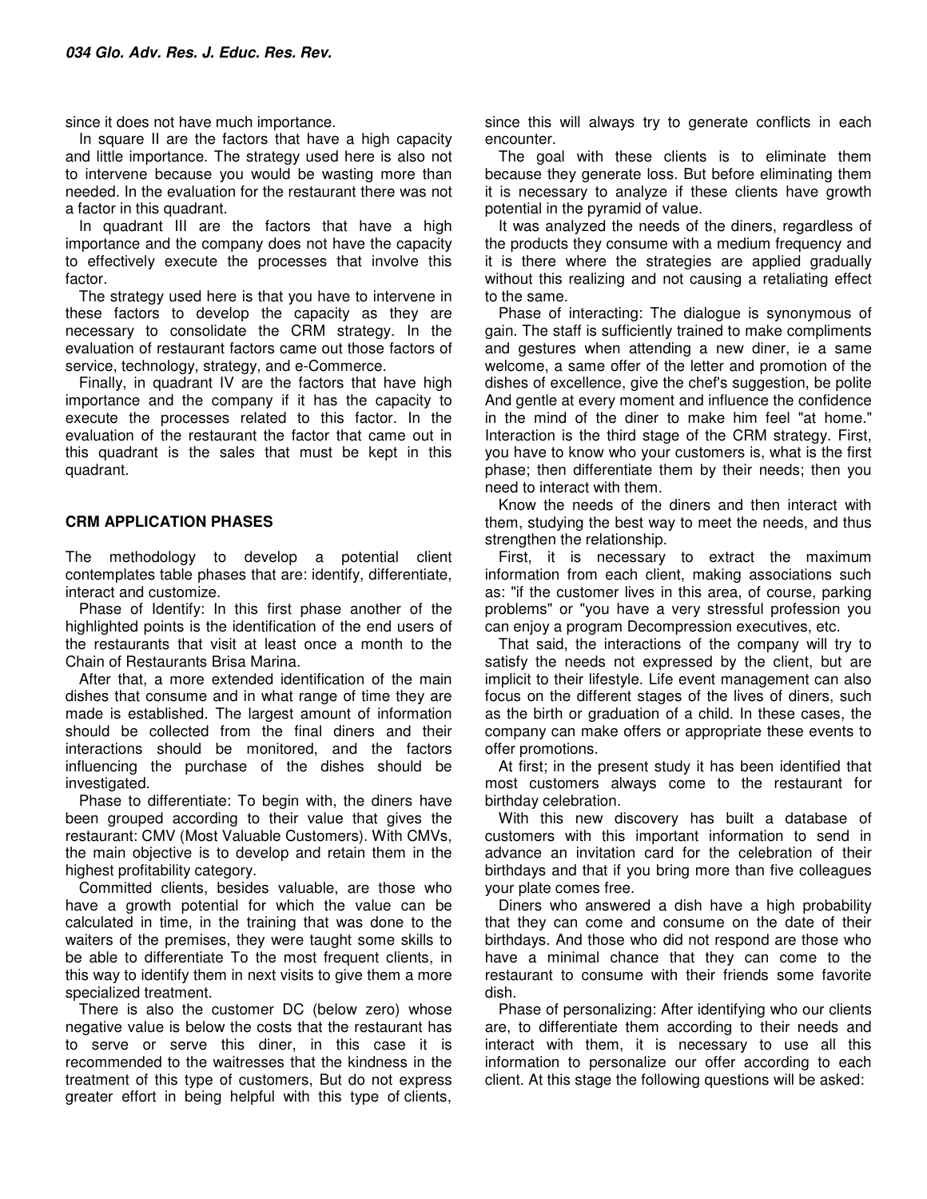since it does not have much importance.

In square II are the factors that have a high capacity and little importance. The strategy used here is also not to intervene because you would be wasting more than needed. In the evaluation for the restaurant there was not a factor in this quadrant.

In quadrant III are the factors that have a high importance and the company does not have the capacity to effectively execute the processes that involve this factor.

The strategy used here is that you have to intervene in these factors to develop the capacity as they are necessary to consolidate the CRM strategy. In the evaluation of restaurant factors came out those factors of service, technology, strategy, and e-Commerce.

Finally, in quadrant IV are the factors that have high importance and the company if it has the capacity to execute the processes related to this factor. In the evaluation of the restaurant the factor that came out in this quadrant is the sales that must be kept in this quadrant.

## CRM APPLICATION PHASES

The methodology to develop a potential client contemplates table phases that are: identify, differentiate, interact and customize.

Phase of Identify: In this first phase another of the highlighted points is the identification of the end users of the restaurants that visit at least once a month to the Chain of Restaurants Brisa Marina.

After that, a more extended identification of the main dishes that consume and in what range of time they are made is established. The largest amount of information should be collected from the final diners and their interactions should be monitored, and the factors influencing the purchase of the dishes should be investigated.

Phase to differentiate: To begin with, the diners have been grouped according to their value that gives the restaurant: CMV (Most Valuable Customers). With CMVs, the main objective is to develop and retain them in the highest profitability category.

Committed clients, besides valuable, are those who have a growth potential for which the value can be calculated in time, in the training that was done to the waiters of the premises, they were taught some skills to be able to differentiate To the most frequent clients, in this way to identify them in next visits to give them a more specialized treatment.

There is also the customer DC (below zero) whose negative value is below the costs that the restaurant has to serve or serve this diner, in this case it is recommended to the waitresses that the kindness in the treatment of this type of customers, But do not express greater effort in being helpful with this type of clients, since this will always try to generate conflicts in each encounter.

The goal with these clients is to eliminate them because they generate loss. But before eliminating them it is necessary to analyze if these clients have growth potential in the pyramid of value.

It was analyzed the needs of the diners, regardless of the products they consume with a medium frequency and it is there where the strategies are applied gradually without this realizing and not causing a retaliating effect to the same.

Phase of interacting: The dialogue is synonymous of gain. The staff is sufficiently trained to make compliments and gestures when attending a new diner, ie a same welcome, a same offer of the letter and promotion of the dishes of excellence, give the chef's suggestion, be polite And gentle at every moment and influence the confidence in the mind of the diner to make him feel "at home." Interaction is the third stage of the CRM strategy. First, you have to know who your customers is, what is the first phase; then differentiate them by their needs; then you need to interact with them.

Know the needs of the diners and then interact with them, studying the best way to meet the needs, and thus strengthen the relationship.

First, it is necessary to extract the maximum information from each client, making associations such as: "if the customer lives in this area, of course, parking problems" or "you have a very stressful profession you can enjoy a program Decompression executives, etc.

That said, the interactions of the company will try to satisfy the needs not expressed by the client, but are implicit to their lifestyle. Life event management can also focus on the different stages of the lives of diners, such as the birth or graduation of a child. In these cases, the company can make offers or appropriate these events to offer promotions.

At first; in the present study it has been identified that most customers always come to the restaurant for birthday celebration.

With this new discovery has built a database of customers with this important information to send in advance an invitation card for the celebration of their birthdays and that if you bring more than five colleagues your plate comes free.

Diners who answered a dish have a high probability that they can come and consume on the date of their birthdays. And those who did not respond are those who have a minimal chance that they can come to the restaurant to consume with their friends some favorite dish.

Phase of personalizing: After identifying who our clients are, to differentiate them according to their needs and interact with them, it is necessary to use all this information to personalize our offer according to each client. At this stage the following questions will be asked: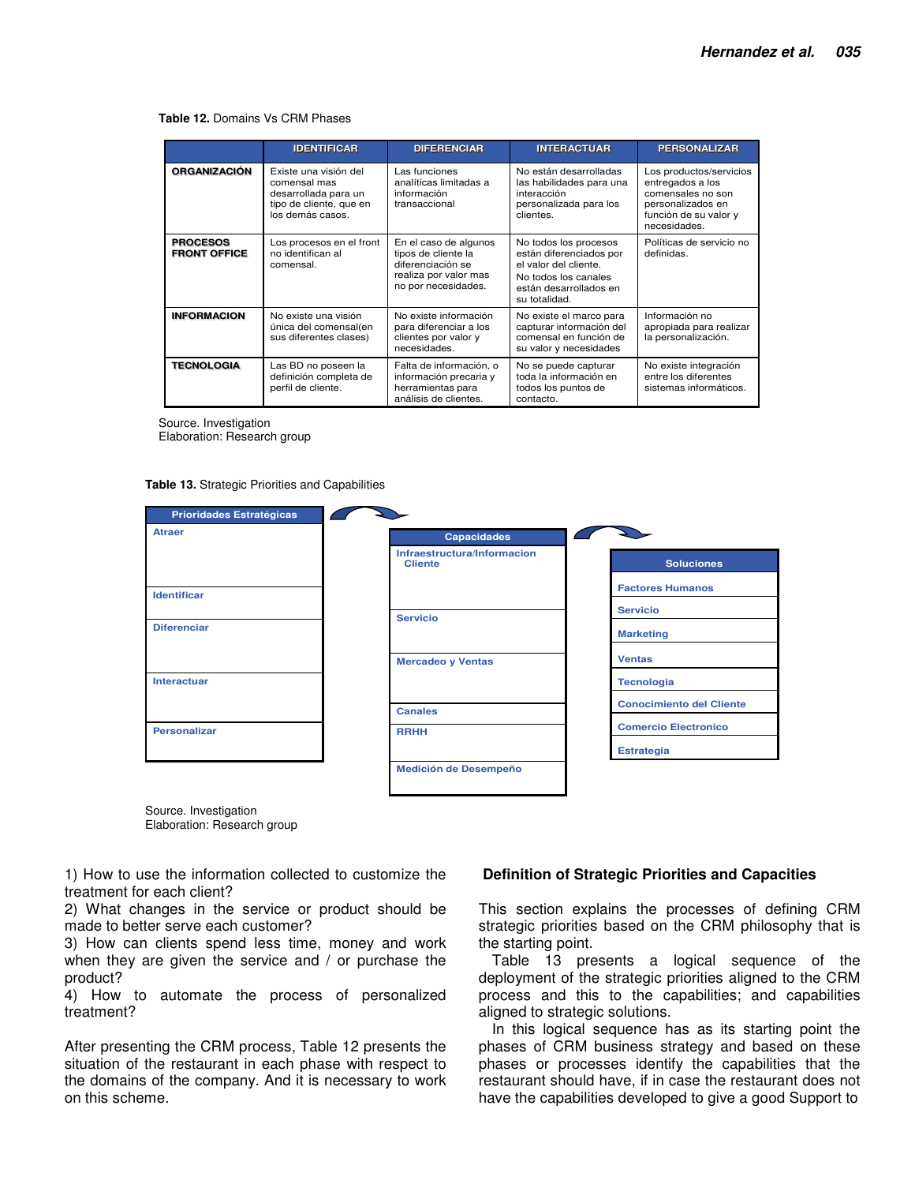**Table 12.** Domains Vs CRM Phases

| | IDENTIFICAR | DIFERENCIAR | INTERACTUAR | PERSONALIZAR |
|---|---|---|---|---|
| **ORGANIZACIÓN** | Existe una visión del comensal mas desarrollada para un tipo de cliente, que en los demás casos. | Las funciones analíticas limitadas a información transaccional | No están desarrolladas las habilidades para una interacción personalizada para los clientes. | Los productos/servicios entregados a los comensales no son personalizados en función de su valor y necesidades. |
| **PROCESOS FRONT OFFICE** | Los procesos en el front no identifican al comensal. | En el caso de algunos tipos de cliente la diferenciación se realiza por valor mas no por necesidades. | No todos los procesos están diferenciados por el valor del cliente. No todos los canales están desarrollados en su totalidad. | Políticas de servicio no definidas. |
| **INFORMACION** | No existe una visión única del comensal(en sus diferentes clases) | No existe información para diferenciar a los clientes por valor y necesidades. | No existe el marco para capturar información del comensal en función de su valor y necesidades | Información no apropiada para realizar la personalización. |
| **TECNOLOGIA** | Las BD no poseen la definición completa de perfil de cliente. | Falta de información, o información precaria y herramientas para análisis de clientes. | No se puede capturar toda la información en todos los puntos de contacto. | No existe integración entre los diferentes sistemas informáticos. |

Source. Investigation
Elaboration: Research group

**Table 13.** Strategic Priorities and Capabilities

| Prioridades Estratégicas | Capacidades | Soluciones |
|---|---|---|
| Atraer | Infraestructura/Informacion Cliente | Factores Humanos |
| Identificar | Servicio | Servicio |
| Diferenciar | Mercadeo y Ventas | Marketing |
| Interactuar | Canales | Ventas |
| Personalizar | RRHH | Tecnologia |
| | Medición de Desempeño | Conocimiento del Cliente |
| | | Comercio Electronico |
| | | Estrategia |

Source. Investigation
Elaboration: Research group

1) How to use the information collected to customize the treatment for each client?
2) What changes in the service or product should be made to better serve each customer?
3) How can clients spend less time, money and work when they are given the service and / or purchase the product?
4) How to automate the process of personalized treatment?

After presenting the CRM process, Table 12 presents the situation of the restaurant in each phase with respect to the domains of the company. And it is necessary to work on this scheme.

## Definition of Strategic Priorities and Capacities

This section explains the processes of defining CRM strategic priorities based on the CRM philosophy that is the starting point.

Table 13 presents a logical sequence of the deployment of the strategic priorities aligned to the CRM process and this to the capabilities; and capabilities aligned to strategic solutions.

In this logical sequence has as its starting point the phases of CRM business strategy and based on these phases or processes identify the capabilities that the restaurant should have, if in case the restaurant does not have the capabilities developed to give a good Support to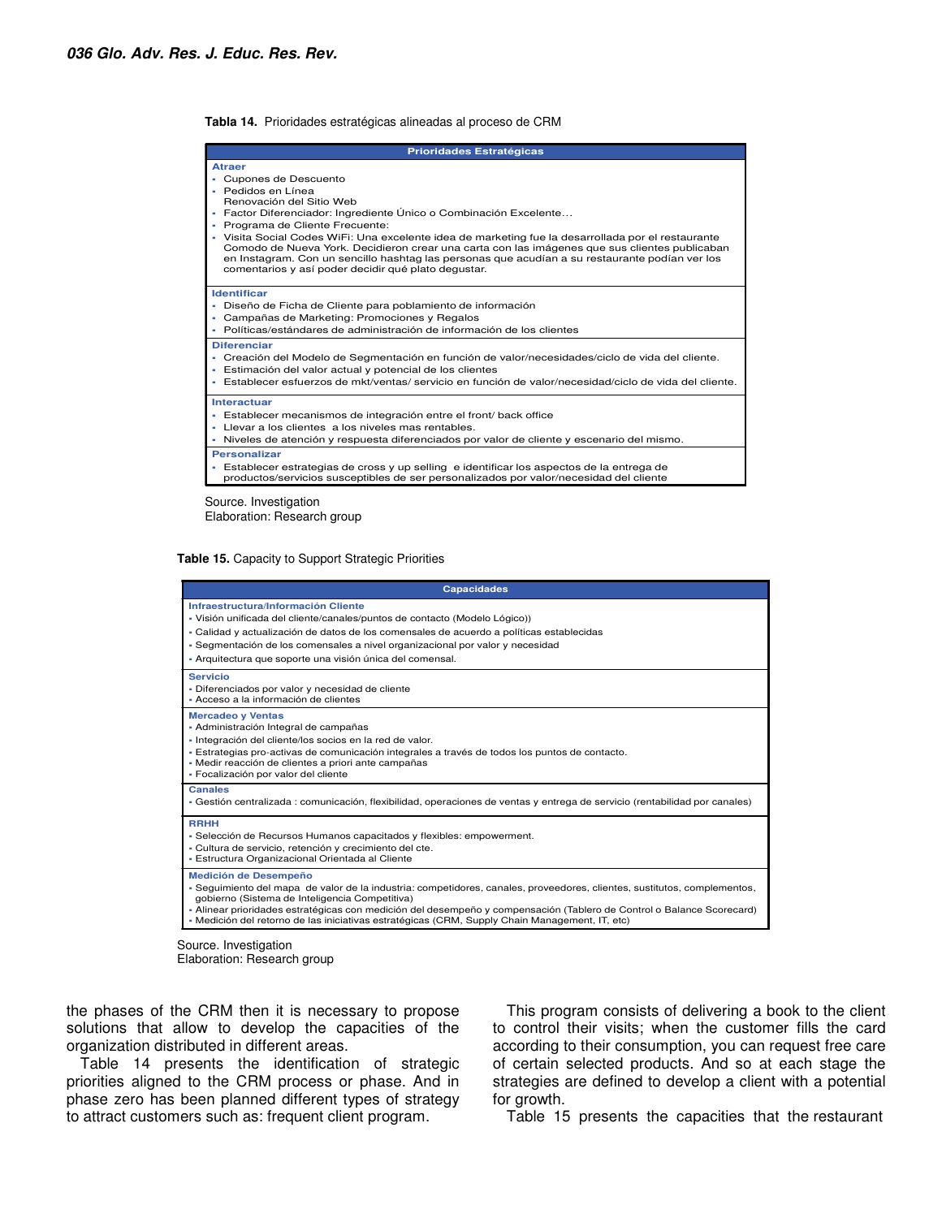**Tabla 14.** Prioridades estratégicas alineadas al proceso de CRM

| Prioridades Estratégicas |
|---|
| **Atraer**<br>▪ Cupones de Descuento<br>▪ Pedidos en Línea<br>Renovación del Sitio Web<br>▪ Factor Diferenciador: Ingrediente Único o Combinación Excelente…<br>▪ Programa de Cliente Frecuente:<br>▪ Visita Social Codes WiFi: Una excelente idea de marketing fue la desarrollada por el restaurante Comodo de Nueva York. Decidieron crear una carta con las imágenes que sus clientes publicaban en Instagram. Con un sencillo hashtag las personas que acudían a su restaurante podían ver los comentarios y así poder decidir qué plato degustar. |
| **Identificar**<br>▪ Diseño de Ficha de Cliente para poblamiento de información<br>▪ Campañas de Marketing: Promociones y Regalos<br>▪ Políticas/estándares de administración de información de los clientes |
| **Diferenciar**<br>▪ Creación del Modelo de Segmentación en función de valor/necesidades/ciclo de vida del cliente.<br>▪ Estimación del valor actual y potencial de los clientes<br>▪ Establecer esfuerzos de mkt/ventas/ servicio en función de valor/necesidad/ciclo de vida del cliente. |
| **Interactuar**<br>▪ Establecer mecanismos de integración entre el front/ back office<br>▪ Llevar a los clientes a los niveles mas rentables.<br>▪ Niveles de atención y respuesta diferenciados por valor de cliente y escenario del mismo. |
| **Personalizar**<br>▪ Establecer estrategias de cross y up selling e identificar los aspectos de la entrega de productos/servicios susceptibles de ser personalizados por valor/necesidad del cliente |

Source. Investigation
Elaboration: Research group

**Table 15.** Capacity to Support Strategic Priorities

| Capacidades |
|---|
| **Infraestructura/Información Cliente**<br>▪ Visión unificada del cliente/canales/puntos de contacto (Modelo Lógico))<br>▪ Calidad y actualización de datos de los comensales de acuerdo a políticas establecidas<br>▪ Segmentación de los comensales a nivel organizacional por valor y necesidad<br>▪ Arquitectura que soporte una visión única del comensal. |
| **Servicio**<br>▪ Diferenciados por valor y necesidad de cliente<br>▪ Acceso a la información de clientes |
| **Mercadeo y Ventas**<br>▪ Administración Integral de campañas<br>▪ Integración del cliente/los socios en la red de valor.<br>▪ Estrategias pro-activas de comunicación integrales a través de todos los puntos de contacto.<br>▪ Medir reacción de clientes a priori ante campañas<br>▪ Focalización por valor del cliente |
| **Canales**<br>▪ Gestión centralizada : comunicación, flexibilidad, operaciones de ventas y entrega de servicio (rentabilidad por canales) |
| **RRHH**<br>▪ Selección de Recursos Humanos capacitados y flexibles: empowerment.<br>▪ Cultura de servicio, retención y crecimiento del cte.<br>▪ Estructura Organizacional Orientada al Cliente |
| **Medición de Desempeño**<br>▪ Seguimiento del mapa de valor de la industria: competidores, canales, proveedores, clientes, sustitutos, complementos, gobierno (Sistema de Inteligencia Competitiva)<br>▪ Alinear prioridades estratégicas con medición del desempeño y compensación (Tablero de Control o Balance Scorecard)<br>▪ Medición del retorno de las iniciativas estratégicas (CRM, Supply Chain Management, IT, etc) |

Source. Investigation
Elaboration: Research group

the phases of the CRM then it is necessary to propose solutions that allow to develop the capacities of the organization distributed in different areas.

Table 14 presents the identification of strategic priorities aligned to the CRM process or phase. And in phase zero has been planned different types of strategy to attract customers such as: frequent client program.

This program consists of delivering a book to the client to control their visits; when the customer fills the card according to their consumption, you can request free care of certain selected products. And so at each stage the strategies are defined to develop a client with a potential for growth.

Table 15 presents the capacities that the restaurant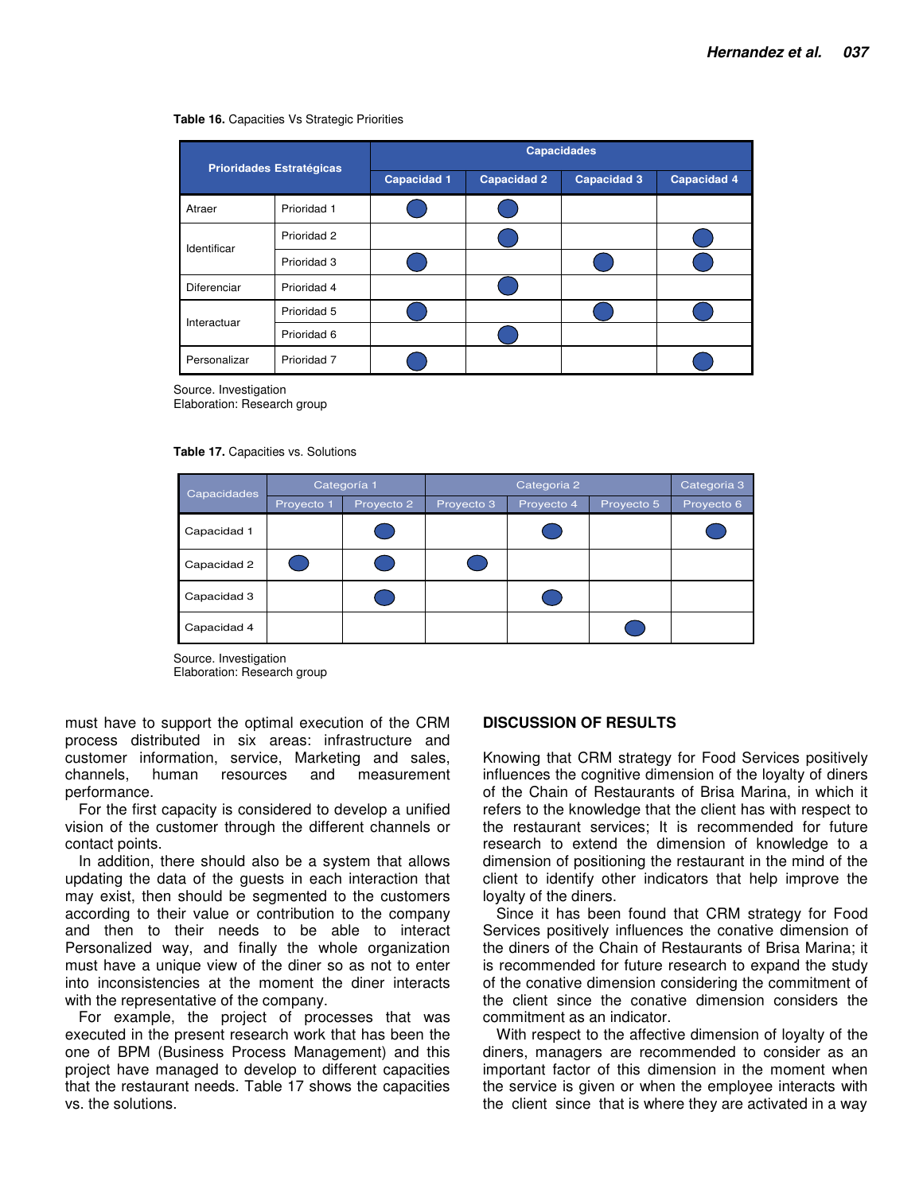**Table 16.** Capacities Vs Strategic Priorities

| Prioridades Estratégicas | | Capacidades | | | |
|---|---|---|---|---|---|
| | | Capacidad 1 | Capacidad 2 | Capacidad 3 | Capacidad 4 |
| Atraer | Prioridad 1 | ● | ● | | |
| Identificar | Prioridad 2 | | ● | | ● |
| | Prioridad 3 | ● | | ● | ● |
| Diferenciar | Prioridad 4 | | ● | | |
| Interactuar | Prioridad 5 | ● | | ● | ● |
| | Prioridad 6 | | ● | | |
| Personalizar | Prioridad 7 | ● | | | ● |

Source. Investigation
Elaboration: Research group

**Table 17.** Capacities vs. Solutions

| Capacidades | Categoría 1 | | Categoría 2 | | | Categoria 3 |
|---|---|---|---|---|---|---|
| | Proyecto 1 | Proyecto 2 | Proyecto 3 | Proyecto 4 | Proyecto 5 | Proyecto 6 |
| Capacidad 1 | | ● | | ● | | ● |
| Capacidad 2 | ● | ● | ● | | | |
| Capacidad 3 | | ● | | ● | | |
| Capacidad 4 | | | | | ● | |

Source. Investigation
Elaboration: Research group

must have to support the optimal execution of the CRM process distributed in six areas: infrastructure and customer information, service, Marketing and sales, channels, human resources and measurement performance.

For the first capacity is considered to develop a unified vision of the customer through the different channels or contact points.

In addition, there should also be a system that allows updating the data of the guests in each interaction that may exist, then should be segmented to the customers according to their value or contribution to the company and then to their needs to be able to interact Personalized way, and finally the whole organization must have a unique view of the diner so as not to enter into inconsistencies at the moment the diner interacts with the representative of the company.

For example, the project of processes that was executed in the present research work that has been the one of BPM (Business Process Management) and this project have managed to develop to different capacities that the restaurant needs. Table 17 shows the capacities vs. the solutions.

## DISCUSSION OF RESULTS

Knowing that CRM strategy for Food Services positively influences the cognitive dimension of the loyalty of diners of the Chain of Restaurants of Brisa Marina, in which it refers to the knowledge that the client has with respect to the restaurant services; It is recommended for future research to extend the dimension of knowledge to a dimension of positioning the restaurant in the mind of the client to identify other indicators that help improve the loyalty of the diners.

Since it has been found that CRM strategy for Food Services positively influences the conative dimension of the diners of the Chain of Restaurants of Brisa Marina; it is recommended for future research to expand the study of the conative dimension considering the commitment of the client since the conative dimension considers the commitment as an indicator.

With respect to the affective dimension of loyalty of the diners, managers are recommended to consider as an important factor of this dimension in the moment when the service is given or when the employee interacts with the client since that is where they are activated in a way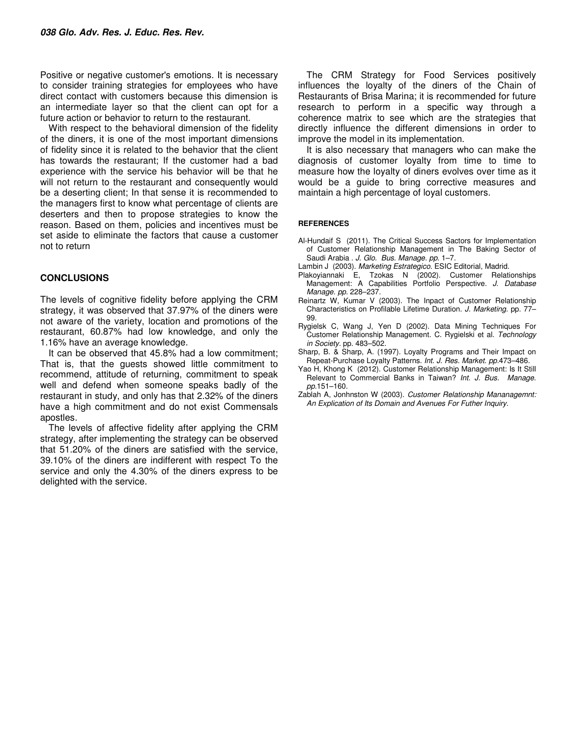Positive or negative customer's emotions. It is necessary to consider training strategies for employees who have direct contact with customers because this dimension is an intermediate layer so that the client can opt for a future action or behavior to return to the restaurant.

With respect to the behavioral dimension of the fidelity of the diners, it is one of the most important dimensions of fidelity since it is related to the behavior that the client has towards the restaurant; If the customer had a bad experience with the service his behavior will be that he will not return to the restaurant and consequently would be a deserting client; In that sense it is recommended to the managers first to know what percentage of clients are deserters and then to propose strategies to know the reason. Based on them, policies and incentives must be set aside to eliminate the factors that cause a customer not to return

## CONCLUSIONS

The levels of cognitive fidelity before applying the CRM strategy, it was observed that 37.97% of the diners were not aware of the variety, location and promotions of the restaurant, 60.87% had low knowledge, and only the 1.16% have an average knowledge.

It can be observed that 45.8% had a low commitment; That is, that the guests showed little commitment to recommend, attitude of returning, commitment to speak well and defend when someone speaks badly of the restaurant in study, and only has that 2.32% of the diners have a high commitment and do not exist Commensals apostles.

The levels of affective fidelity after applying the CRM strategy, after implementing the strategy can be observed that 51.20% of the diners are satisfied with the service, 39.10% of the diners are indifferent with respect To the service and only the 4.30% of the diners express to be delighted with the service.

The CRM Strategy for Food Services positively influences the loyalty of the diners of the Chain of Restaurants of Brisa Marina; it is recommended for future research to perform in a specific way through a coherence matrix to see which are the strategies that directly influence the different dimensions in order to improve the model in its implementation.

It is also necessary that managers who can make the diagnosis of customer loyalty from time to time to measure how the loyalty of diners evolves over time as it would be a guide to bring corrective measures and maintain a high percentage of loyal customers.

### REFERENCES

Al-Hundaif S (2011). The Critical Success Sactors for Implementation of Customer Relationship Management in The Baking Sector of Saudi Arabia . *J. Glo. Bus. Manage. pp.* 1–7.

Lambin J (2003). *Marketing Estrategico*. ESIC Editorial, Madrid.

Plakoyiannaki E, Tzokas N (2002). Customer Relationships Management: A Capabilities Portfolio Perspective. *J. Database Manage. pp.* 228–237.

Reinartz W, Kumar V (2003). The Inpact of Customer Relationship Characteristics on Profilable Lifetime Duration. *J. Marketing*. pp. 77–99.

Rygielsk C, Wang J, Yen D (2002). Data Mining Techniques For Customer Relationship Management. C. Rygielski et al. *Technology in Society*. pp. 483–502.

Sharp, B. & Sharp, A. (1997). Loyalty Programs and Their Impact on Repeat-Purchase Loyalty Patterns. *Int. J. Res. Market. pp.*473–486.

Yao H, Khong K (2012). Customer Relationship Management: Is It Still Relevant to Commercial Banks in Taiwan? *Int. J. Bus. Manage. pp.*151–160.

Zablah A, Jonhnston W (2003). *Customer Relationship Mananagemnt: An Explication of Its Domain and Avenues For Futher Inquiry.*